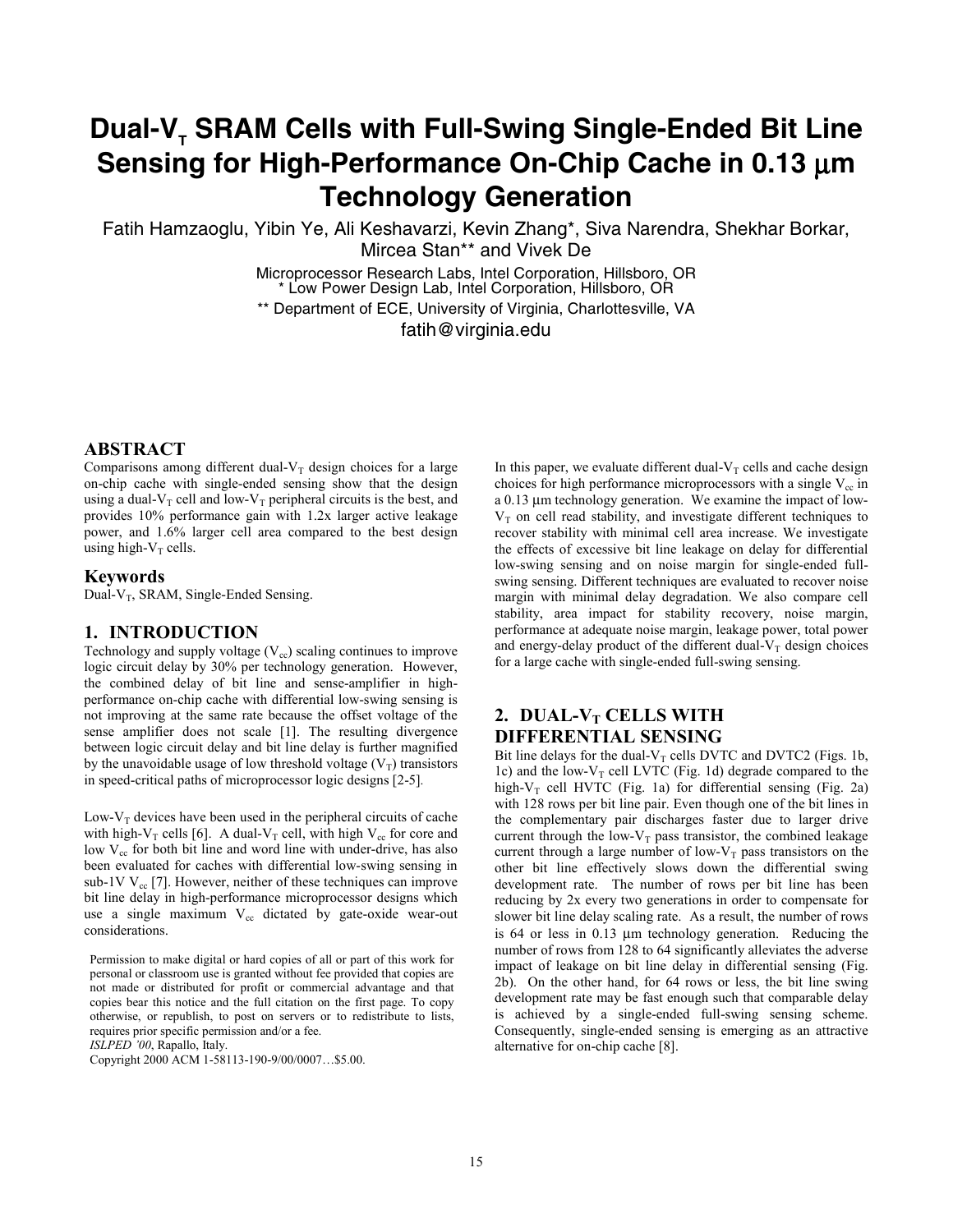# Dual-$V_T$ SRAM Cells with Full-Swing Single-Ended Bit Line Sensing for High-Performance On-Chip Cache in 0.13 μm Technology Generation

Fatih Hamzaoglu, Yibin Ye, Ali Keshavarzi, Kevin Zhang*, Siva Narendra, Shekhar Borkar, Mircea Stan** and Vivek De

Microprocessor Research Labs, Intel Corporation, Hillsboro, OR
* Low Power Design Lab, Intel Corporation, Hillsboro, OR
** Department of ECE, University of Virginia, Charlottesville, VA
fatih@virginia.edu

## ABSTRACT

Comparisons among different dual-$V_T$ design choices for a large on-chip cache with single-ended sensing show that the design using a dual-$V_T$ cell and low-$V_T$ peripheral circuits is the best, and provides 10% performance gain with 1.2x larger active leakage power, and 1.6% larger cell area compared to the best design using high-$V_T$ cells.

### Keywords

Dual-$V_T$, SRAM, Single-Ended Sensing.

## 1. INTRODUCTION

Technology and supply voltage ($V_{cc}$) scaling continues to improve logic circuit delay by 30% per technology generation. However, the combined delay of bit line and sense-amplifier in high-performance on-chip cache with differential low-swing sensing is not improving at the same rate because the offset voltage of the sense amplifier does not scale [1]. The resulting divergence between logic circuit delay and bit line delay is further magnified by the unavoidable usage of low threshold voltage ($V_T$) transistors in speed-critical paths of microprocessor logic designs [2-5].

Low-$V_T$ devices have been used in the peripheral circuits of cache with high-$V_T$ cells [6]. A dual-$V_T$ cell, with high $V_{cc}$ for core and low $V_{cc}$ for both bit line and word line with under-drive, has also been evaluated for caches with differential low-swing sensing in sub-1V $V_{cc}$ [7]. However, neither of these techniques can improve bit line delay in high-performance microprocessor designs which use a single maximum $V_{cc}$ dictated by gate-oxide wear-out considerations.

Permission to make digital or hard copies of all or part of this work for personal or classroom use is granted without fee provided that copies are not made or distributed for profit or commercial advantage and that copies bear this notice and the full citation on the first page. To copy otherwise, or republish, to post on servers or to redistribute to lists, requires prior specific permission and/or a fee.
*ISLPED '00*, Rapallo, Italy.
Copyright 2000 ACM 1-58113-190-9/00/0007…$5.00.

In this paper, we evaluate different dual-$V_T$ cells and cache design choices for high performance microprocessors with a single $V_{cc}$ in a 0.13 μm technology generation. We examine the impact of low-$V_T$ on cell read stability, and investigate different techniques to recover stability with minimal cell area increase. We investigate the effects of excessive bit line leakage on delay for differential low-swing sensing and on noise margin for single-ended full-swing sensing. Different techniques are evaluated to recover noise margin with minimal delay degradation. We also compare cell stability, area impact for stability recovery, noise margin, performance at adequate noise margin, leakage power, total power and energy-delay product of the different dual-$V_T$ design choices for a large cache with single-ended full-swing sensing.

## 2. DUAL-$V_T$ CELLS WITH DIFFERENTIAL SENSING

Bit line delays for the dual-$V_T$ cells DVTC and DVTC2 (Figs. 1b, 1c) and the low-$V_T$ cell LVTC (Fig. 1d) degrade compared to the high-$V_T$ cell HVTC (Fig. 1a) for differential sensing (Fig. 2a) with 128 rows per bit line pair. Even though one of the bit lines in the complementary pair discharges faster due to larger drive current through the low-$V_T$ pass transistor, the combined leakage current through a large number of low-$V_T$ pass transistors on the other bit line effectively slows down the differential swing development rate. The number of rows per bit line has been reducing by 2x every two generations in order to compensate for slower bit line delay scaling rate. As a result, the number of rows is 64 or less in 0.13 μm technology generation. Reducing the number of rows from 128 to 64 significantly alleviates the adverse impact of leakage on bit line delay in differential sensing (Fig. 2b). On the other hand, for 64 rows or less, the bit line swing development rate may be fast enough such that comparable delay is achieved by a single-ended full-swing sensing scheme. Consequently, single-ended sensing is emerging as an attractive alternative for on-chip cache [8].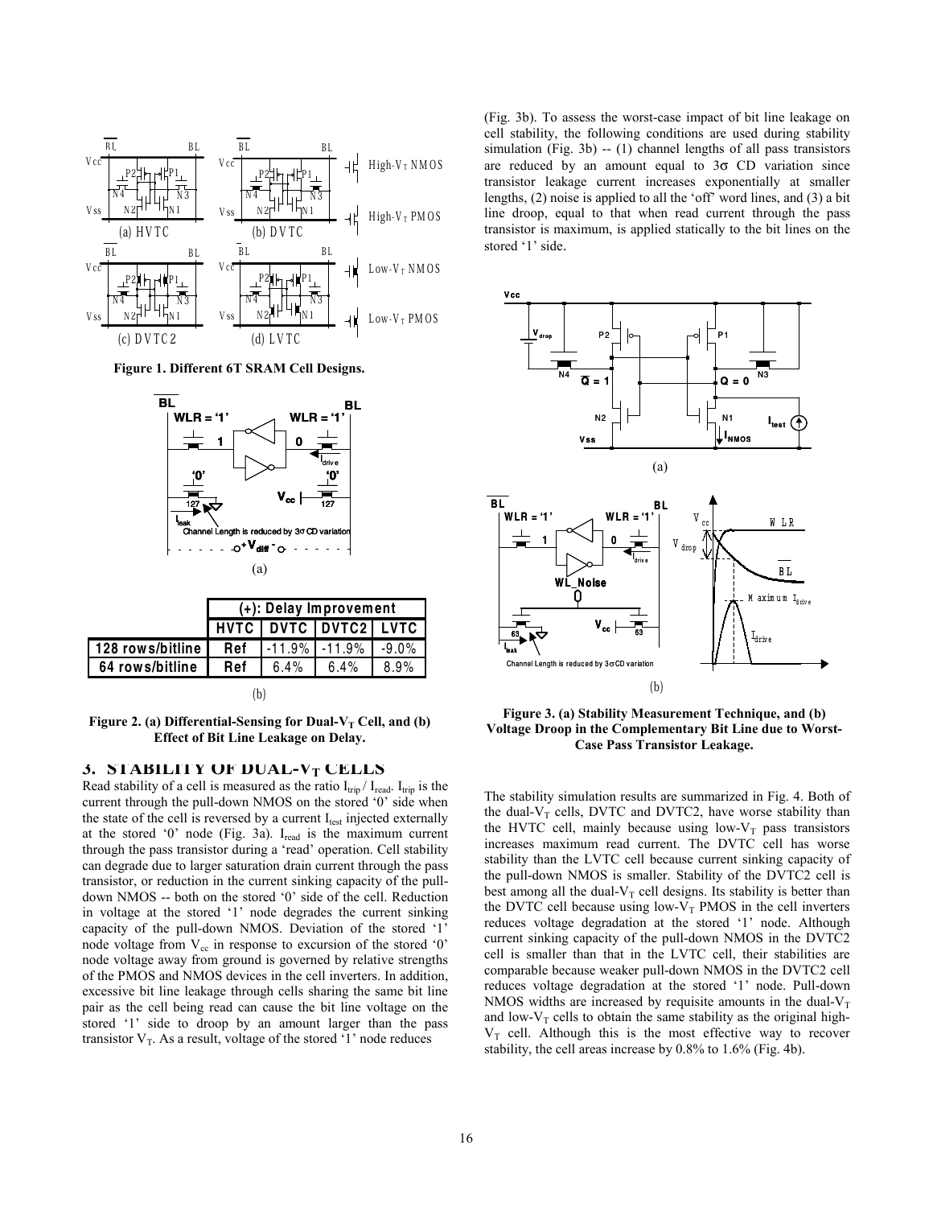Figure 1. Different 6T SRAM Cell Designs.

(a)

| | (+): Delay Improvement | | | |
|---|---|---|---|---|
| | HVTC | DVTC | DVTC2 | LVTC |
| 128 rows/bitline | Ref | -11.9% | -11.9% | -9.0% |
| 64 rows/bitline | Ref | 6.4% | 6.4% | 8.9% |

(b)

**Figure 2. (a) Differential-Sensing for Dual-$V_T$ Cell, and (b) Effect of Bit Line Leakage on Delay.**

## 3. STABILITY OF DUAL-$V_T$ CELLS

Read stability of a cell is measured as the ratio $I_{trip} / I_{read}$. $I_{trip}$ is the current through the pull-down NMOS on the stored '0' side when the state of the cell is reversed by a current $I_{test}$ injected externally at the stored '0' node (Fig. 3a). $I_{read}$ is the maximum current through the pass transistor during a 'read' operation. Cell stability can degrade due to larger saturation drain current through the pass transistor, or reduction in the current sinking capacity of the pull-down NMOS -- both on the stored '0' side of the cell. Reduction in voltage at the stored '1' node degrades the current sinking capacity of the pull-down NMOS. Deviation of the stored '1' node voltage from $V_{cc}$ in response to excursion of the stored '0' node voltage away from ground is governed by relative strengths of the PMOS and NMOS devices in the cell inverters. In addition, excessive bit line leakage through cells sharing the same bit line pair as the cell being read can cause the bit line voltage on the stored '1' side to droop by an amount larger than the pass transistor $V_T$. As a result, voltage of the stored '1' node reduces (Fig. 3b). To assess the worst-case impact of bit line leakage on cell stability, the following conditions are used during stability simulation (Fig. 3b) -- (1) channel lengths of all pass transistors are reduced by an amount equal to 3σ CD variation since transistor leakage current increases exponentially at smaller lengths, (2) noise is applied to all the 'off' word lines, and (3) a bit line droop, equal to that when read current through the pass transistor is maximum, is applied statically to the bit lines on the stored '1' side.

(a)

(b)

**Figure 3. (a) Stability Measurement Technique, and (b) Voltage Droop in the Complementary Bit Line due to Worst-Case Pass Transistor Leakage.**

The stability simulation results are summarized in Fig. 4. Both of the dual-$V_T$ cells, DVTC and DVTC2, have worse stability than the HVTC cell, mainly because using low-$V_T$ pass transistors increases maximum read current. The DVTC cell has worse stability than the LVTC cell because current sinking capacity of the pull-down NMOS is smaller. Stability of the DVTC2 cell is best among all the dual-$V_T$ cell designs. Its stability is better than the DVTC cell because using low-$V_T$ PMOS in the cell inverters reduces voltage degradation at the stored '1' node. Although current sinking capacity of the pull-down NMOS in the DVTC2 cell is smaller than that in the LVTC cell, their stabilities are comparable because weaker pull-down NMOS in the DVTC2 cell reduces voltage degradation at the stored '1' node. Pull-down NMOS widths are increased by requisite amounts in the dual-$V_T$ and low-$V_T$ cells to obtain the same stability as the original high-$V_T$ cell. Although this is the most effective way to recover stability, the cell areas increase by 0.8% to 1.6% (Fig. 4b).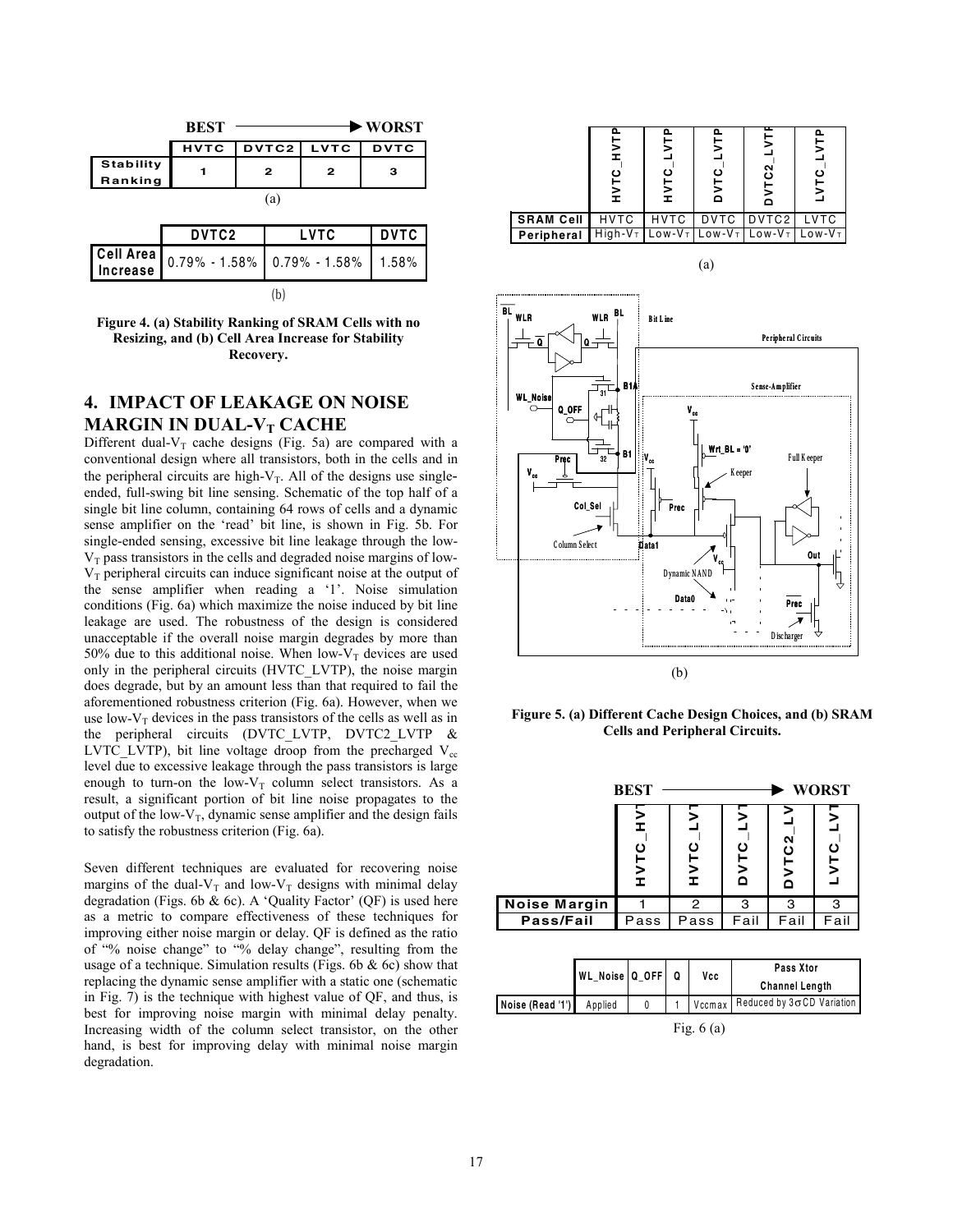| | BEST | → | | WORST |
|---|---|---|---|---|
| | HVTC | DVTC2 | LVTC | DVTC |
| Stability Ranking | 1 | 2 | 2 | 3 |

(a)

| | DVTC2 | LVTC | DVTC |
|---|---|---|---|
| Cell Area Increase | 0.79% - 1.58% | 0.79% - 1.58% | 1.58% |

(b)

**Figure 4. (a) Stability Ranking of SRAM Cells with no Resizing, and (b) Cell Area Increase for Stability Recovery.**

## 4. IMPACT OF LEAKAGE ON NOISE MARGIN IN DUAL-$V_T$ CACHE

Different dual-$V_T$ cache designs (Fig. 5a) are compared with a conventional design where all transistors, both in the cells and in the peripheral circuits are high-$V_T$. All of the designs use single-ended, full-swing bit line sensing. Schematic of the top half of a single bit line column, containing 64 rows of cells and a dynamic sense amplifier on the 'read' bit line, is shown in Fig. 5b. For single-ended sensing, excessive bit line leakage through the low-$V_T$ pass transistors in the cells and degraded noise margins of low-$V_T$ peripheral circuits can induce significant noise at the output of the sense amplifier when reading a '1'. Noise simulation conditions (Fig. 6a) which maximize the noise induced by bit line leakage are used. The robustness of the design is considered unacceptable if the overall noise margin degrades by more than 50% due to this additional noise. When low-$V_T$ devices are used only in the peripheral circuits (HVTC_LVTP), the noise margin does degrade, but by an amount less than that required to fail the aforementioned robustness criterion (Fig. 6a). However, when we use low-$V_T$ devices in the pass transistors of the cells as well as in the peripheral circuits (DVTC_LVTP, DVTC2_LVTP & LVTC_LVTP), bit line voltage droop from the precharged $V_{cc}$ level due to excessive leakage through the pass transistors is large enough to turn-on the low-$V_T$ column select transistors. As a result, a significant portion of bit line noise propagates to the output of the low-$V_T$, dynamic sense amplifier and the design fails to satisfy the robustness criterion (Fig. 6a).

Seven different techniques are evaluated for recovering noise margins of the dual-$V_T$ and low-$V_T$ designs with minimal delay degradation (Figs. 6b & 6c). A 'Quality Factor' (QF) is used here as a metric to compare effectiveness of these techniques for improving either noise margin or delay. QF is defined as the ratio of "% noise change" to "% delay change", resulting from the usage of a technique. Simulation results (Figs. 6b & 6c) show that replacing the dynamic sense amplifier with a static one (schematic in Fig. 7) is the technique with highest value of QF, and thus, is best for improving noise margin with minimal delay penalty. Increasing width of the column select transistor, on the other hand, is best for improving delay with minimal noise margin degradation.

| | HVTC_HVTP | HVTC_LVTP | DVTC_LVTP | DVTC2_LVTP | LVTC_LVTP |
|---|---|---|---|---|---|
| SRAM Cell | HVTC | HVTC | DVTC | DVTC2 | LVTC |
| Peripheral | High-$V_T$ | Low-$V_T$ | Low-$V_T$ | Low-$V_T$ | Low-$V_T$ |

(a)

(b)

**Figure 5. (a) Different Cache Design Choices, and (b) SRAM Cells and Peripheral Circuits.**

| | BEST → | | | | WORST |
|---|---|---|---|---|---|
| | HVTC_HV | HVTC_LV | DVTC_LV | DVTC2_LV | LVTC_LV |
| Noise Margin | 1 | 2 | 3 | 3 | 3 |
| Pass/Fail | Pass | Pass | Fail | Fail | Fail |

| | WL_Noise | Q_OFF | Q | Vcc | Pass Xtor Channel Length |
|---|---|---|---|---|---|
| Noise (Read '1') | Applied | 0 | 1 | Vccmax | Reduced by $3\sigma$CD Variation |

Fig. 6 (a)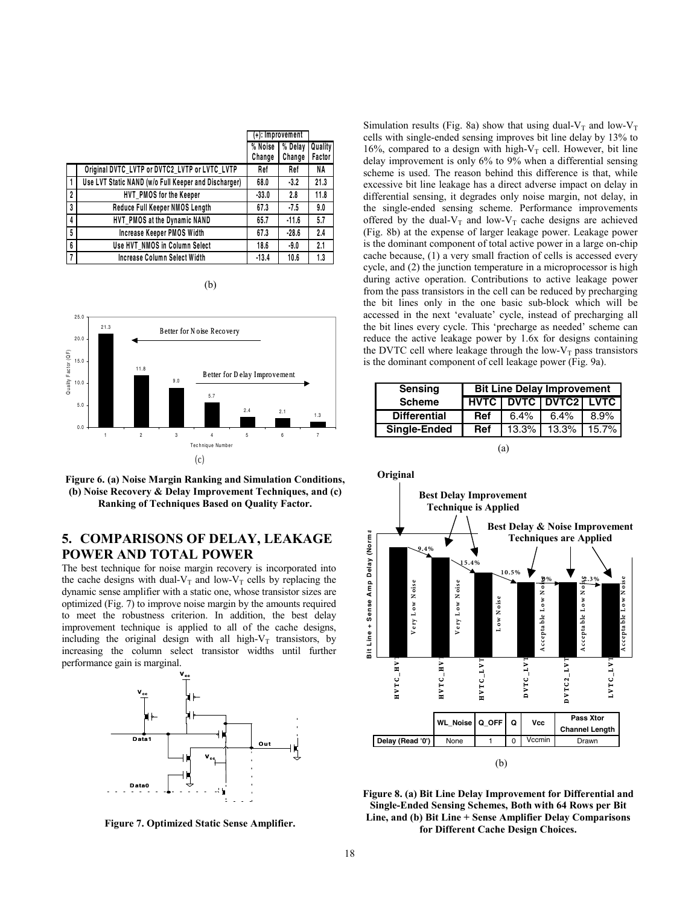| | | (+): Improvement | | |
|---|---|---|---|---|
| | | % Noise Change | % Delay Change | Quality Factor |
| | Original DVTC_LVTP or DVTC2_LVTP or LVTC_LVTP | Ref | Ref | NA |
| 1 | Use LVT Static NAND (w/o Full Keeper and Discharger) | 68.0 | -3.2 | 21.3 |
| 2 | HVT_PMOS for the Keeper | -33.0 | 2.8 | 11.8 |
| 3 | Reduce Full Keeper NMOS Length | 67.3 | -7.5 | 9.0 |
| 4 | HVT_PMOS at the Dynamic NAND | 65.7 | -11.6 | 5.7 |
| 5 | Increase Keeper PMOS Width | 67.3 | -28.6 | 2.4 |
| 6 | Use HVT_NMOS in Column Select | 18.6 | -9.0 | 2.1 |
| 7 | Increase Column Select Width | -13.4 | 10.6 | 1.3 |

(b)

(c)

**Figure 6. (a) Noise Margin Ranking and Simulation Conditions, (b) Noise Recovery & Delay Improvement Techniques, and (c) Ranking of Techniques Based on Quality Factor.**

## 5. COMPARISONS OF DELAY, LEAKAGE POWER AND TOTAL POWER

The best technique for noise margin recovery is incorporated into the cache designs with dual-$V_T$ and low-$V_T$ cells by replacing the dynamic sense amplifier with a static one, whose transistor sizes are optimized (Fig. 7) to improve noise margin by the amounts required to meet the robustness criterion. In addition, the best delay improvement technique is applied to all of the cache designs, including the original design with all high-$V_T$ transistors, by increasing the column select transistor widths until further performance gain is marginal.

**Figure 7. Optimized Static Sense Amplifier.**

Simulation results (Fig. 8a) show that using dual-$V_T$ and low-$V_T$ cells with single-ended sensing improves bit line delay by 13% to 16%, compared to a design with high-$V_T$ cell. However, bit line delay improvement is only 6% to 9% when a differential sensing scheme is used. The reason behind this difference is that, while excessive bit line leakage has a direct adverse impact on delay in differential sensing, it degrades only noise margin, not delay, in the single-ended sensing scheme. Performance improvements offered by the dual-$V_T$ and low-$V_T$ cache designs are achieved (Fig. 8b) at the expense of larger leakage power. Leakage power is the dominant component of total active power in a large on-chip cache because, (1) a very small fraction of cells is accessed every cycle, and (2) the junction temperature in a microprocessor is high during active operation. Contributions to active leakage power from the pass transistors in the cell can be reduced by precharging the bit lines only in the one basic sub-block which will be accessed in the next 'evaluate' cycle, instead of precharging all the bit lines every cycle. This 'precharge as needed' scheme can reduce the active leakage power by 1.6x for designs containing the DVTC cell where leakage through the low-$V_T$ pass transistors is the dominant component of cell leakage power (Fig. 9a).

| Sensing Scheme | Bit Line Delay Improvement | | | |
|---|---|---|---|---|
| | HVTC | DVTC | DVTC2 | LVTC |
| Differential | Ref | 6.4% | 6.4% | 8.9% |
| Single-Ended | Ref | 13.3% | 13.3% | 15.7% |

(a)

| | WL_Noise | Q_OFF | Q | Vcc | Pass Xtor Channel Length |
|---|---|---|---|---|---|
| Delay (Read '0') | None | 1 | 0 | Vccmin | Drawn |

(b)

**Figure 8. (a) Bit Line Delay Improvement for Differential and Single-Ended Sensing Schemes, Both with 64 Rows per Bit Line, and (b) Bit Line + Sense Amplifier Delay Comparisons for Different Cache Design Choices.**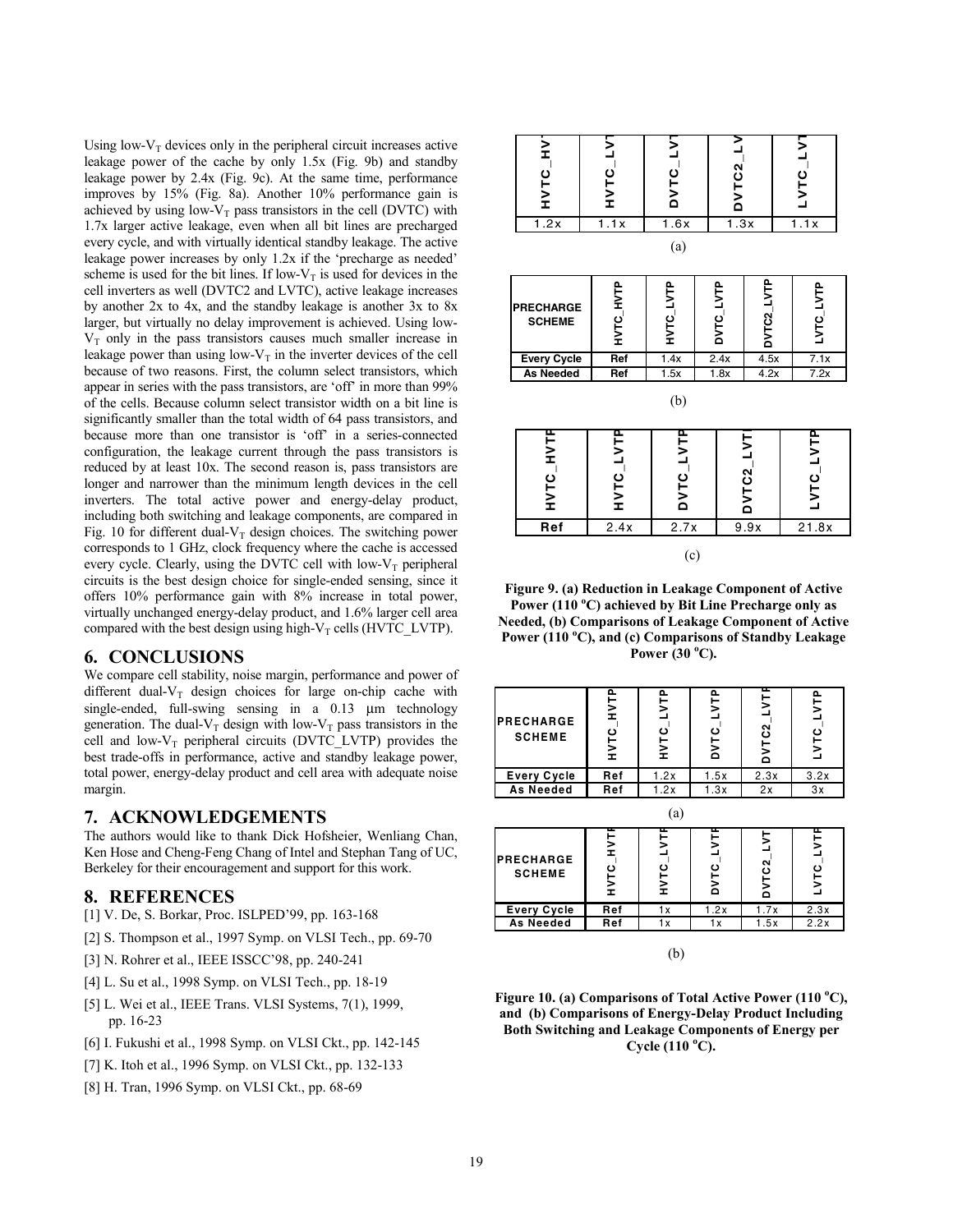Using low-$V_T$ devices only in the peripheral circuit increases active leakage power of the cache by only 1.5x (Fig. 9b) and standby leakage power by 2.4x (Fig. 9c). At the same time, performance improves by 15% (Fig. 8a). Another 10% performance gain is achieved by using low-$V_T$ pass transistors in the cell (DVTC) with 1.7x larger active leakage, even when all bit lines are precharged every cycle, and with virtually identical standby leakage. The active leakage power increases by only 1.2x if the 'precharge as needed' scheme is used for the bit lines. If low-$V_T$ is used for devices in the cell inverters as well (DVTC2 and LVTC), active leakage increases by another 2x to 4x, and the standby leakage is another 3x to 8x larger, but virtually no delay improvement is achieved. Using low-$V_T$ only in the pass transistors causes much smaller increase in leakage power than using low-$V_T$ in the inverter devices of the cell because of two reasons. First, the column select transistors, which appear in series with the pass transistors, are 'off' in more than 99% of the cells. Because column select transistor width on a bit line is significantly smaller than the total width of 64 pass transistors, and because more than one transistor is 'off' in a series-connected configuration, the leakage current through the pass transistors is reduced by at least 10x. The second reason is, pass transistors are longer and narrower than the minimum length devices in the cell inverters. The total active power and energy-delay product, including both switching and leakage components, are compared in Fig. 10 for different dual-$V_T$ design choices. The switching power corresponds to 1 GHz, clock frequency where the cache is accessed every cycle. Clearly, using the DVTC cell with low-$V_T$ peripheral circuits is the best design choice for single-ended sensing, since it offers 10% performance gain with 8% increase in total power, virtually unchanged energy-delay product, and 1.6% larger cell area compared with the best design using high-$V_T$ cells (HVTC_LVTP).

| HVTC_HVTP | HVTC_LVTP | DVTC_LVTP | DVTC2_LVTP | LVTC_LVTP |
|---|---|---|---|---|
| 1.2x | 1.1x | 1.6x | 1.3x | 1.1x |

(a)

| PRECHARGE SCHEME | HVTC_HVTP | HVTC_LVTP | DVTC_LVTP | DVTC2_LVTP | LVTC_LVTP |
|---|---|---|---|---|---|
| Every Cycle | Ref | 1.4x | 2.4x | 4.5x | 7.1x |
| As Needed | Ref | 1.5x | 1.8x | 4.2x | 7.2x |

(b)

| HVTC_HVTP | HVTC_LVTP | DVTC_LVTP | DVTC2_LVTP | LVTC_LVTP |
|---|---|---|---|---|
| Ref | 2.4x | 2.7x | 9.9x | 21.8x |

(c)

**Figure 9. (a) Reduction in Leakage Component of Active Power (110 °C) achieved by Bit Line Precharge only as Needed, (b) Comparisons of Leakage Component of Active Power (110 °C), and (c) Comparisons of Standby Leakage Power (30 °C).**

| PRECHARGE SCHEME | HVTC_HVTP | HVTC_LVTP | DVTC_LVTP | DVTC2_LVTP | LVTC_LVTP |
|---|---|---|---|---|---|
| Every Cycle | Ref | 1.2x | 1.5x | 2.3x | 3.2x |
| As Needed | Ref | 1.2x | 1.3x | 2x | 3x |

(a)

| PRECHARGE SCHEME | HVTC_HVTP | HVTC_LVTP | DVTC_LVTP | DVTC2_LVTP | LVTC_LVTP |
|---|---|---|---|---|---|
| Every Cycle | Ref | 1x | 1.2x | 1.7x | 2.3x |
| As Needed | Ref | 1x | 1x | 1.5x | 2.2x |

(b)

**Figure 10. (a) Comparisons of Total Active Power (110 °C), and (b) Comparisons of Energy-Delay Product Including Both Switching and Leakage Components of Energy per Cycle (110 °C).**

## 6. CONCLUSIONS

We compare cell stability, noise margin, performance and power of different dual-$V_T$ design choices for large on-chip cache with single-ended, full-swing sensing in a 0.13 µm technology generation. The dual-$V_T$ design with low-$V_T$ pass transistors in the cell and low-$V_T$ peripheral circuits (DVTC_LVTP) provides the best trade-offs in performance, active and standby leakage power, total power, energy-delay product and cell area with adequate noise margin.

## 7. ACKNOWLEDGEMENTS

The authors would like to thank Dick Hofsheier, Wenliang Chan, Ken Hose and Cheng-Feng Chang of Intel and Stephan Tang of UC, Berkeley for their encouragement and support for this work.

## 8. REFERENCES

[1] V. De, S. Borkar, Proc. ISLPED'99, pp. 163-168

[2] S. Thompson et al., 1997 Symp. on VLSI Tech., pp. 69-70

[3] N. Rohrer et al., IEEE ISSCC'98, pp. 240-241

[4] L. Su et al., 1998 Symp. on VLSI Tech., pp. 18-19

[5] L. Wei et al., IEEE Trans. VLSI Systems, 7(1), 1999, pp. 16-23

[6] I. Fukushi et al., 1998 Symp. on VLSI Ckt., pp. 142-145

[7] K. Itoh et al., 1996 Symp. on VLSI Ckt., pp. 132-133

[8] H. Tran, 1996 Symp. on VLSI Ckt., pp. 68-69